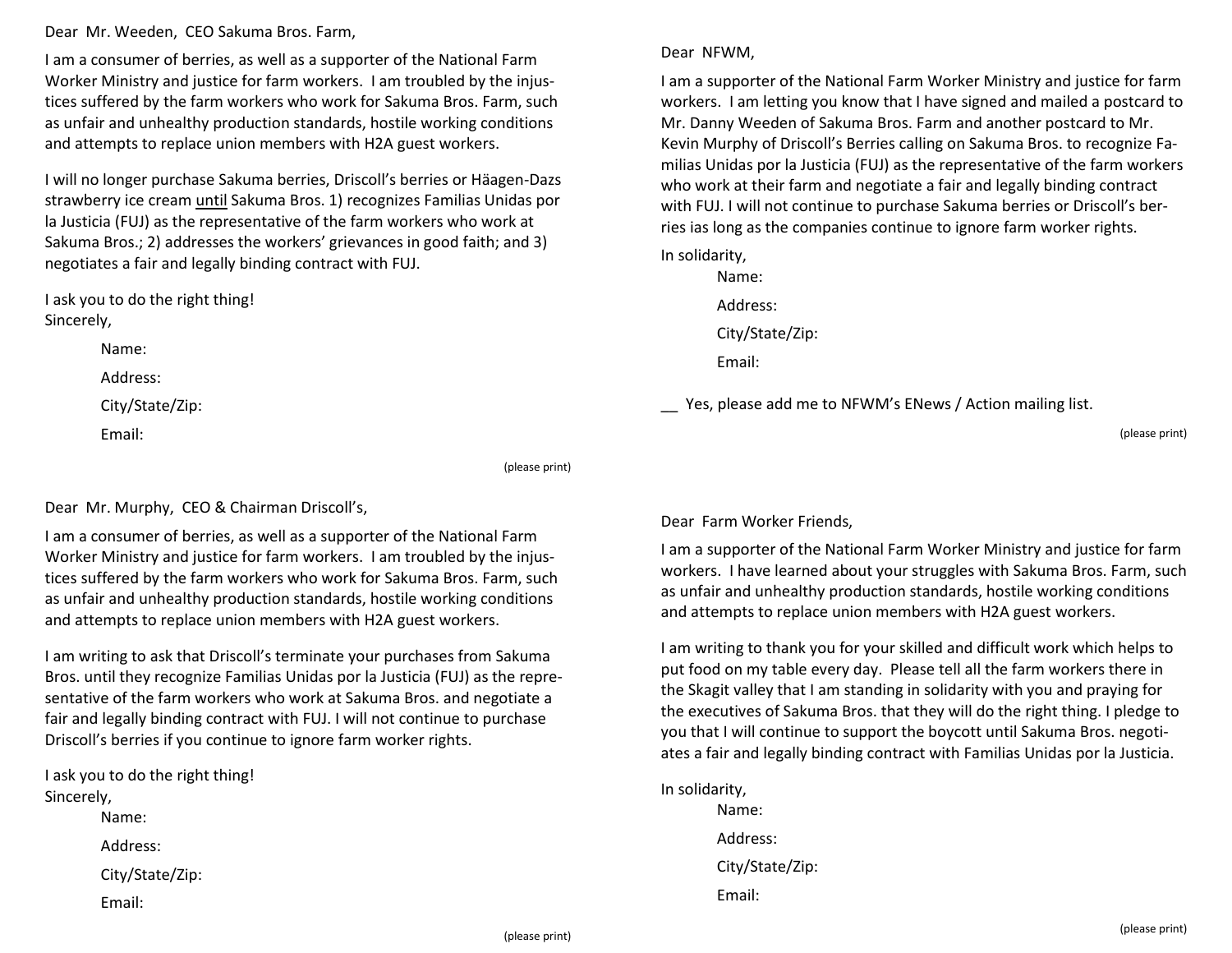Dear Mr. Weeden, CEO Sakuma Bros. Farm,

I am a consumer of berries, as well as a supporter of the National Farm Worker Ministry and justice for farm workers. I am troubled by the injustices suffered by the farm workers who work for Sakuma Bros. Farm, such as unfair and unhealthy production standards, hostile working conditions and attempts to replace union members with H2A guest workers.

I will no longer purchase Sakuma berries, Driscoll's berries or Häagen-Dazs strawberry ice cream <u>until</u> Sakuma Bros. 1) recognizes Familias Unidas por la Justicia (FUJ) as the representative of the farm workers who work at Sakuma Bros.; 2) addresses the workers' grievances in good faith; and 3) negotiates a fair and legally binding contract with FUJ.

I ask you to do the right thing!
Sincerely,

Name:

Address:

City/State/Zip:

Email:

(please print)

---

Dear NFWM,

I am a supporter of the National Farm Worker Ministry and justice for farm workers. I am letting you know that I have signed and mailed a postcard to Mr. Danny Weeden of Sakuma Bros. Farm and another postcard to Mr. Kevin Murphy of Driscoll's Berries calling on Sakuma Bros. to recognize Familias Unidas por la Justicia (FUJ) as the representative of the farm workers who work at their farm and negotiate a fair and legally binding contract with FUJ. I will not continue to purchase Sakuma berries or Driscoll's berries ias long as the companies continue to ignore farm worker rights.

In solidarity,

Name:

Address:

City/State/Zip:

Email:

__ Yes, please add me to NFWM's ENews / Action mailing list.

(please print)

---

Dear Mr. Murphy, CEO & Chairman Driscoll's,

I am a consumer of berries, as well as a supporter of the National Farm Worker Ministry and justice for farm workers. I am troubled by the injustices suffered by the farm workers who work for Sakuma Bros. Farm, such as unfair and unhealthy production standards, hostile working conditions and attempts to replace union members with H2A guest workers.

I am writing to ask that Driscoll's terminate your purchases from Sakuma Bros. until they recognize Familias Unidas por la Justicia (FUJ) as the representative of the farm workers who work at Sakuma Bros. and negotiate a fair and legally binding contract with FUJ. I will not continue to purchase Driscoll's berries if you continue to ignore farm worker rights.

I ask you to do the right thing!
Sincerely,

Name:

Address:

City/State/Zip:

Email:

(please print)

---

Dear Farm Worker Friends,

I am a supporter of the National Farm Worker Ministry and justice for farm workers. I have learned about your struggles with Sakuma Bros. Farm, such as unfair and unhealthy production standards, hostile working conditions and attempts to replace union members with H2A guest workers.

I am writing to thank you for your skilled and difficult work which helps to put food on my table every day. Please tell all the farm workers there in the Skagit valley that I am standing in solidarity with you and praying for the executives of Sakuma Bros. that they will do the right thing. I pledge to you that I will continue to support the boycott until Sakuma Bros. negotiates a fair and legally binding contract with Familias Unidas por la Justicia.

In solidarity,

Name:

Address:

City/State/Zip:

Email:

(please print)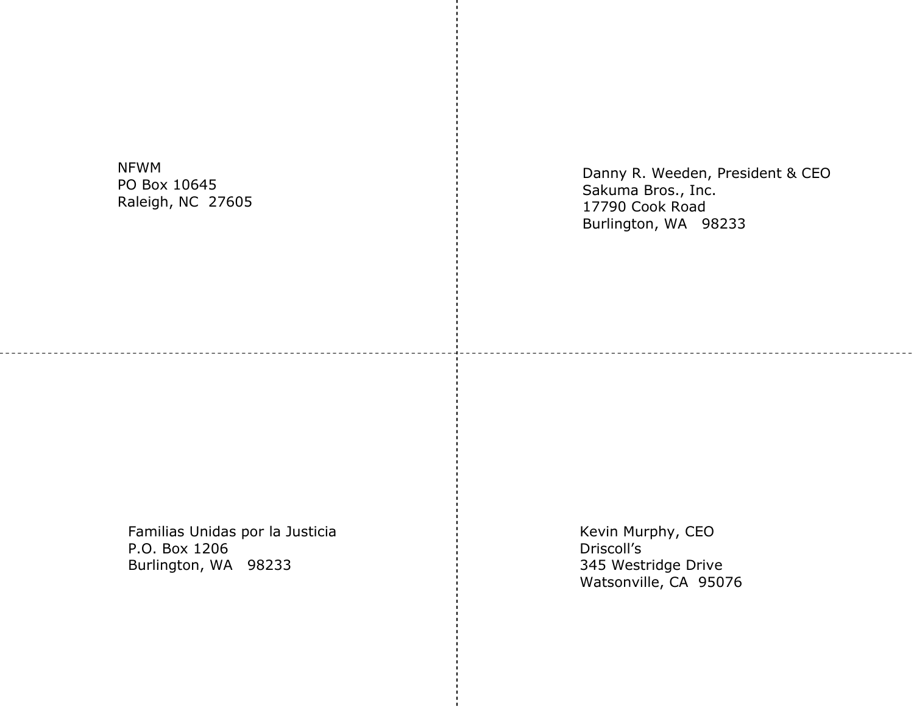NFWM
PO Box 10645
Raleigh, NC  27605

Danny R. Weeden, President & CEO
Sakuma Bros., Inc.
17790 Cook Road
Burlington, WA   98233

Familias Unidas por la Justicia
P.O. Box 1206
Burlington, WA   98233

Kevin Murphy, CEO
Driscoll’s
345 Westridge Drive
Watsonville, CA  95076